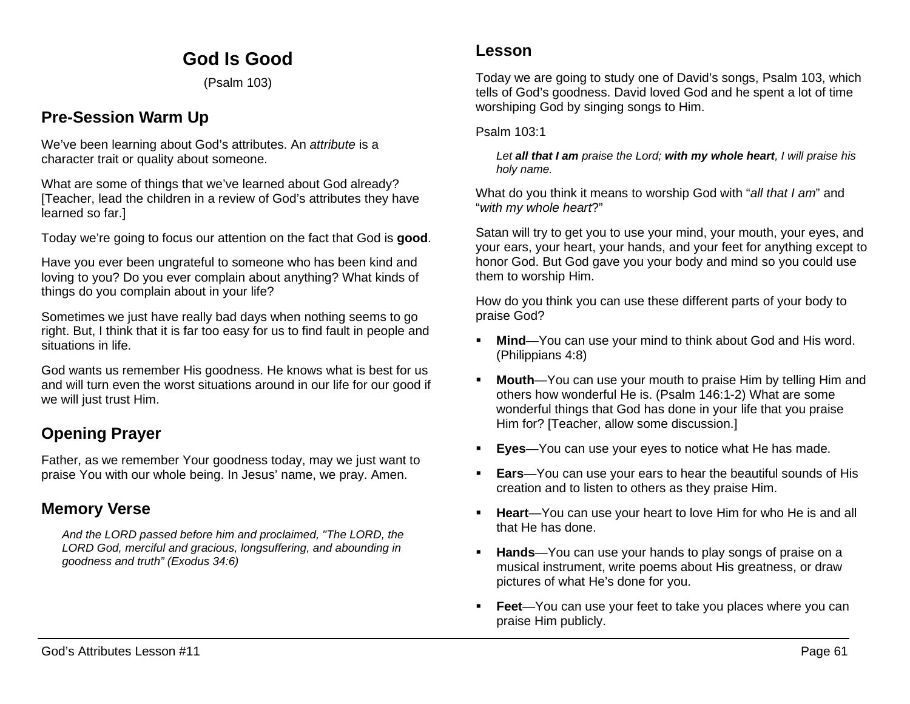# God Is Good

(Psalm 103)

## Pre-Session Warm Up

We've been learning about God's attributes. An *attribute* is a character trait or quality about someone.

What are some of things that we've learned about God already? [Teacher, lead the children in a review of God's attributes they have learned so far.]

Today we're going to focus our attention on the fact that God is **good**.

Have you ever been ungrateful to someone who has been kind and loving to you? Do you ever complain about anything? What kinds of things do you complain about in your life?

Sometimes we just have really bad days when nothing seems to go right. But, I think that it is far too easy for us to find fault in people and situations in life.

God wants us remember His goodness. He knows what is best for us and will turn even the worst situations around in our life for our good if we will just trust Him.

## Opening Prayer

Father, as we remember Your goodness today, may we just want to praise You with our whole being. In Jesus' name, we pray. Amen.

## Memory Verse

> *And the LORD passed before him and proclaimed, "The LORD, the LORD God, merciful and gracious, longsuffering, and abounding in goodness and truth" (Exodus 34:6)*

## Lesson

Today we are going to study one of David's songs, Psalm 103, which tells of God's goodness. David loved God and he spent a lot of time worshiping God by singing songs to Him.

Psalm 103:1

> *Let **all that I am** praise the Lord; **with my whole heart**, I will praise his holy name.*

What do you think it means to worship God with "*all that I am*" and "*with my whole heart*?"

Satan will try to get you to use your mind, your mouth, your eyes, and your ears, your heart, your hands, and your feet for anything except to honor God. But God gave you your body and mind so you could use them to worship Him.

How do you think you can use these different parts of your body to praise God?

- **Mind**—You can use your mind to think about God and His word. (Philippians 4:8)
- **Mouth**—You can use your mouth to praise Him by telling Him and others how wonderful He is. (Psalm 146:1-2) What are some wonderful things that God has done in your life that you praise Him for? [Teacher, allow some discussion.]
- **Eyes**—You can use your eyes to notice what He has made.
- **Ears**—You can use your ears to hear the beautiful sounds of His creation and to listen to others as they praise Him.
- **Heart**—You can use your heart to love Him for who He is and all that He has done.
- **Hands**—You can use your hands to play songs of praise on a musical instrument, write poems about His greatness, or draw pictures of what He's done for you.
- **Feet**—You can use your feet to take you places where you can praise Him publicly.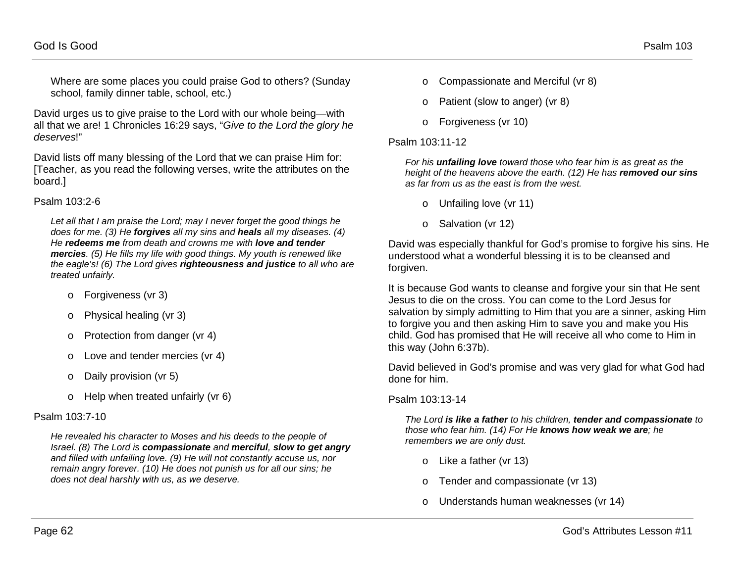Where are some places you could praise God to others? (Sunday school, family dinner table, school, etc.)

David urges us to give praise to the Lord with our whole being—with all that we are! 1 Chronicles 16:29 says, "*Give to the Lord the glory he deserves*!"

David lists off many blessing of the Lord that we can praise Him for: [Teacher, as you read the following verses, write the attributes on the board.]

Psalm 103:2-6

> *Let all that I am praise the Lord; may I never forget the good things he does for me. (3) He **forgives** all my sins and **heals** all my diseases. (4) He **redeems me** from death and crowns me with **love and tender mercies**. (5) He fills my life with good things. My youth is renewed like the eagle's! (6) The Lord gives **righteousness and justice** to all who are treated unfairly.*

- Forgiveness (vr 3)
- Physical healing (vr 3)
- Protection from danger (vr 4)
- Love and tender mercies (vr 4)
- Daily provision (vr 5)
- Help when treated unfairly (vr 6)

Psalm 103:7-10

> *He revealed his character to Moses and his deeds to the people of Israel. (8) The Lord is **compassionate** and **merciful**, **slow to get angry** and filled with unfailing love. (9) He will not constantly accuse us, nor remain angry forever. (10) He does not punish us for all our sins; he does not deal harshly with us, as we deserve.*

- Compassionate and Merciful (vr 8)
- Patient (slow to anger) (vr 8)
- Forgiveness (vr 10)

Psalm 103:11-12

> *For his **unfailing love** toward those who fear him is as great as the height of the heavens above the earth. (12) He has **removed our sins** as far from us as the east is from the west.*

- Unfailing love (vr 11)
- Salvation (vr 12)

David was especially thankful for God's promise to forgive his sins. He understood what a wonderful blessing it is to be cleansed and forgiven.

It is because God wants to cleanse and forgive your sin that He sent Jesus to die on the cross. You can come to the Lord Jesus for salvation by simply admitting to Him that you are a sinner, asking Him to forgive you and then asking Him to save you and make you His child. God has promised that He will receive all who come to Him in this way (John 6:37b).

David believed in God's promise and was very glad for what God had done for him.

Psalm 103:13-14

> *The Lord **is like a father** to his children, **tender and compassionate** to those who fear him. (14) For He **knows how weak we are**; he remembers we are only dust.*

- Like a father (vr 13)
- Tender and compassionate (vr 13)
- Understands human weaknesses (vr 14)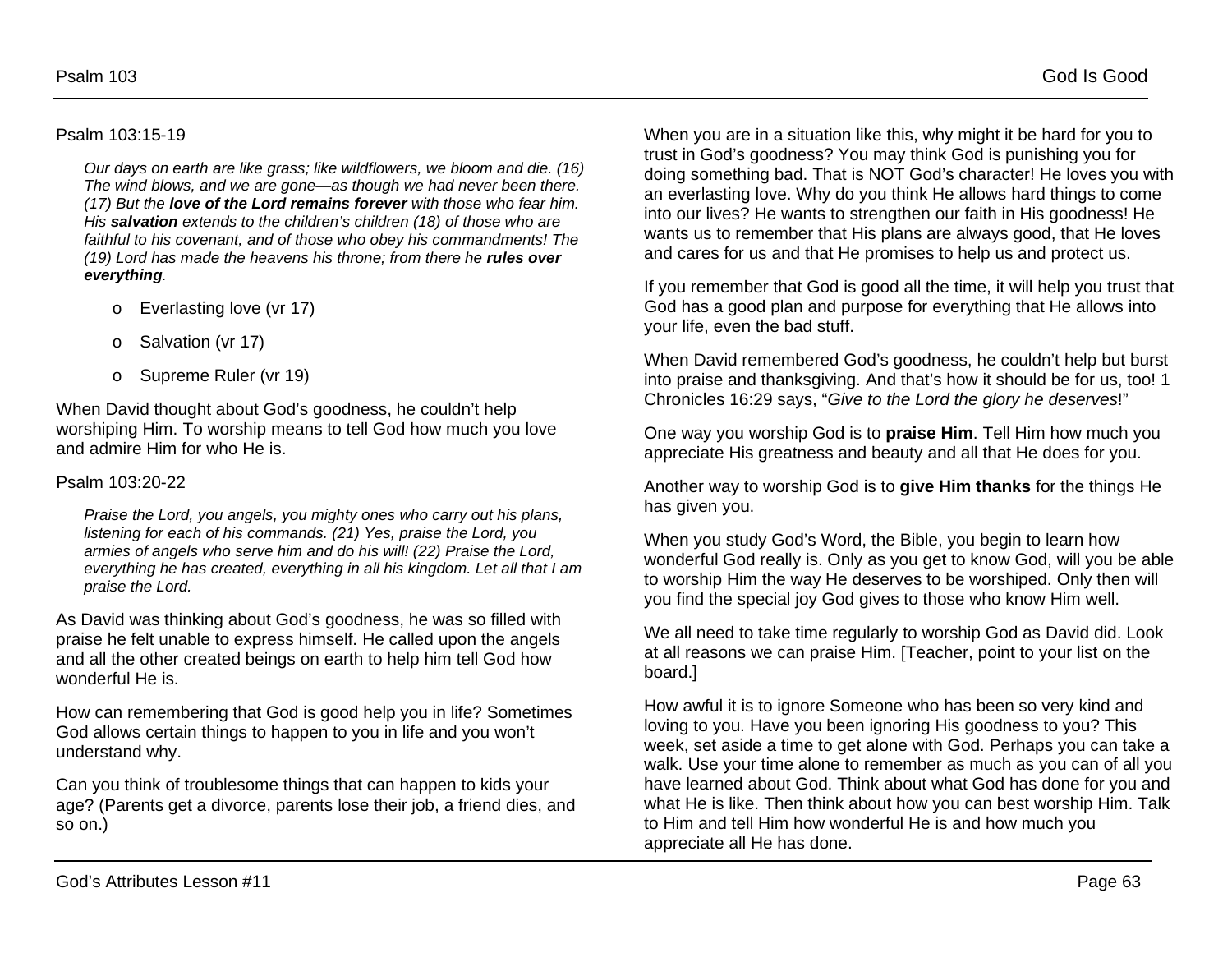Psalm 103:15-19

*Our days on earth are like grass; like wildflowers, we bloom and die. (16) The wind blows, and we are gone—as though we had never been there. (17) But the **love of the Lord remains forever** with those who fear him. His **salvation** extends to the children's children (18) of those who are faithful to his covenant, and of those who obey his commandments! The (19) Lord has made the heavens his throne; from there he **rules over everything**.*

- Everlasting love (vr 17)
- Salvation (vr 17)
- Supreme Ruler (vr 19)

When David thought about God's goodness, he couldn't help worshiping Him. To worship means to tell God how much you love and admire Him for who He is.

Psalm 103:20-22

*Praise the Lord, you angels, you mighty ones who carry out his plans, listening for each of his commands. (21) Yes, praise the Lord, you armies of angels who serve him and do his will! (22) Praise the Lord, everything he has created, everything in all his kingdom. Let all that I am praise the Lord.*

As David was thinking about God's goodness, he was so filled with praise he felt unable to express himself. He called upon the angels and all the other created beings on earth to help him tell God how wonderful He is.

How can remembering that God is good help you in life? Sometimes God allows certain things to happen to you in life and you won't understand why.

Can you think of troublesome things that can happen to kids your age? (Parents get a divorce, parents lose their job, a friend dies, and so on.)

When you are in a situation like this, why might it be hard for you to trust in God's goodness? You may think God is punishing you for doing something bad. That is NOT God's character! He loves you with an everlasting love. Why do you think He allows hard things to come into our lives? He wants to strengthen our faith in His goodness! He wants us to remember that His plans are always good, that He loves and cares for us and that He promises to help us and protect us.

If you remember that God is good all the time, it will help you trust that God has a good plan and purpose for everything that He allows into your life, even the bad stuff.

When David remembered God's goodness, he couldn't help but burst into praise and thanksgiving. And that's how it should be for us, too! 1 Chronicles 16:29 says, "*Give to the Lord the glory he deserves*!"

One way you worship God is to **praise Him**. Tell Him how much you appreciate His greatness and beauty and all that He does for you.

Another way to worship God is to **give Him thanks** for the things He has given you.

When you study God's Word, the Bible, you begin to learn how wonderful God really is. Only as you get to know God, will you be able to worship Him the way He deserves to be worshiped. Only then will you find the special joy God gives to those who know Him well.

We all need to take time regularly to worship God as David did. Look at all reasons we can praise Him. [Teacher, point to your list on the board.]

How awful it is to ignore Someone who has been so very kind and loving to you. Have you been ignoring His goodness to you? This week, set aside a time to get alone with God. Perhaps you can take a walk. Use your time alone to remember as much as you can of all you have learned about God. Think about what God has done for you and what He is like. Then think about how you can best worship Him. Talk to Him and tell Him how wonderful He is and how much you appreciate all He has done.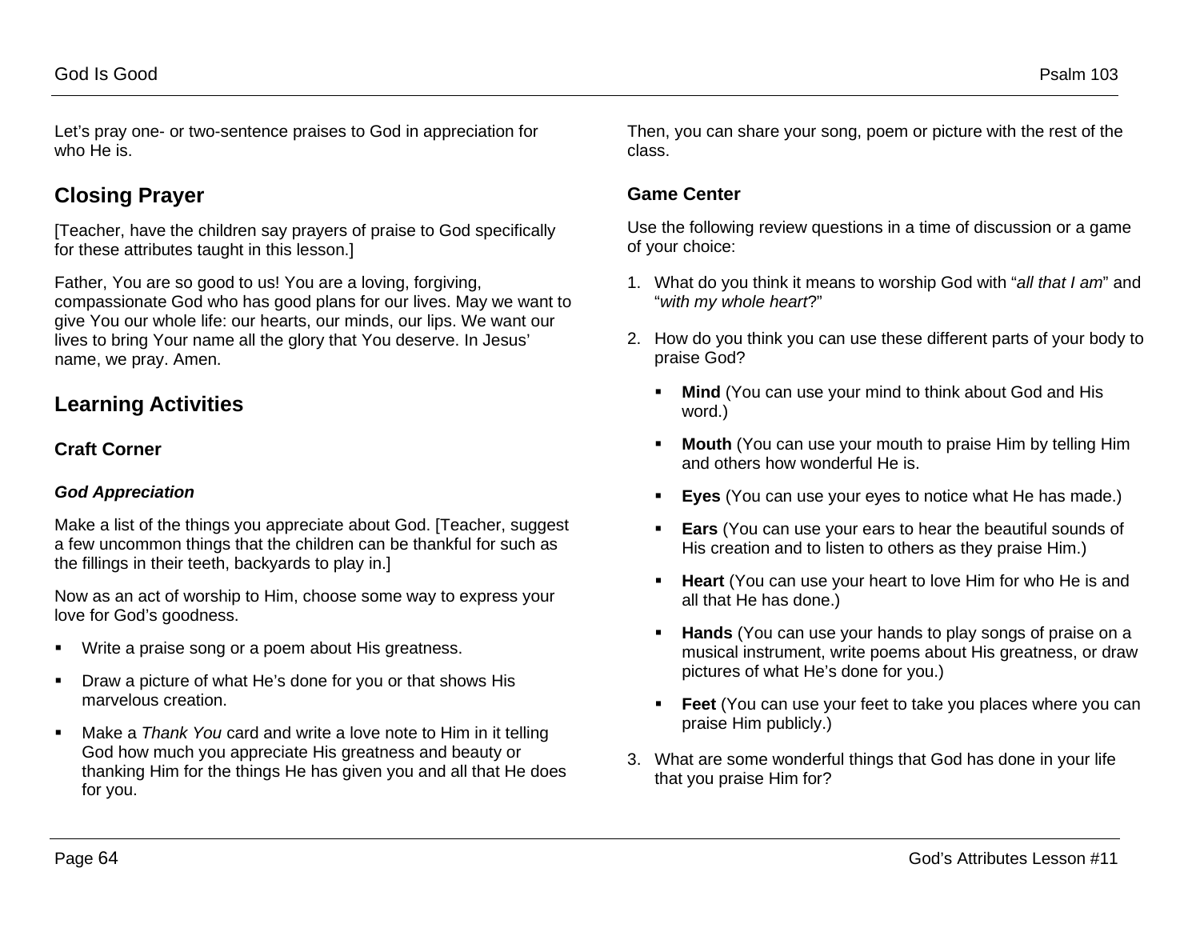Let's pray one- or two-sentence praises to God in appreciation for who He is.

## Closing Prayer

[Teacher, have the children say prayers of praise to God specifically for these attributes taught in this lesson.]

Father, You are so good to us! You are a loving, forgiving, compassionate God who has good plans for our lives. May we want to give You our whole life: our hearts, our minds, our lips. We want our lives to bring Your name all the glory that You deserve. In Jesus' name, we pray. Amen.

## Learning Activities

### Craft Corner

#### *God Appreciation*

Make a list of the things you appreciate about God. [Teacher, suggest a few uncommon things that the children can be thankful for such as the fillings in their teeth, backyards to play in.]

Now as an act of worship to Him, choose some way to express your love for God's goodness.

- Write a praise song or a poem about His greatness.
- Draw a picture of what He's done for you or that shows His marvelous creation.
- Make a *Thank You* card and write a love note to Him in it telling God how much you appreciate His greatness and beauty or thanking Him for the things He has given you and all that He does for you.

Then, you can share your song, poem or picture with the rest of the class.

### Game Center

Use the following review questions in a time of discussion or a game of your choice:

1. What do you think it means to worship God with "*all that I am*" and "*with my whole heart*?"
2. How do you think you can use these different parts of your body to praise God?
   - **Mind** (You can use your mind to think about God and His word.)
   - **Mouth** (You can use your mouth to praise Him by telling Him and others how wonderful He is.
   - **Eyes** (You can use your eyes to notice what He has made.)
   - **Ears** (You can use your ears to hear the beautiful sounds of His creation and to listen to others as they praise Him.)
   - **Heart** (You can use your heart to love Him for who He is and all that He has done.)
   - **Hands** (You can use your hands to play songs of praise on a musical instrument, write poems about His greatness, or draw pictures of what He's done for you.)
   - **Feet** (You can use your feet to take you places where you can praise Him publicly.)
3. What are some wonderful things that God has done in your life that you praise Him for?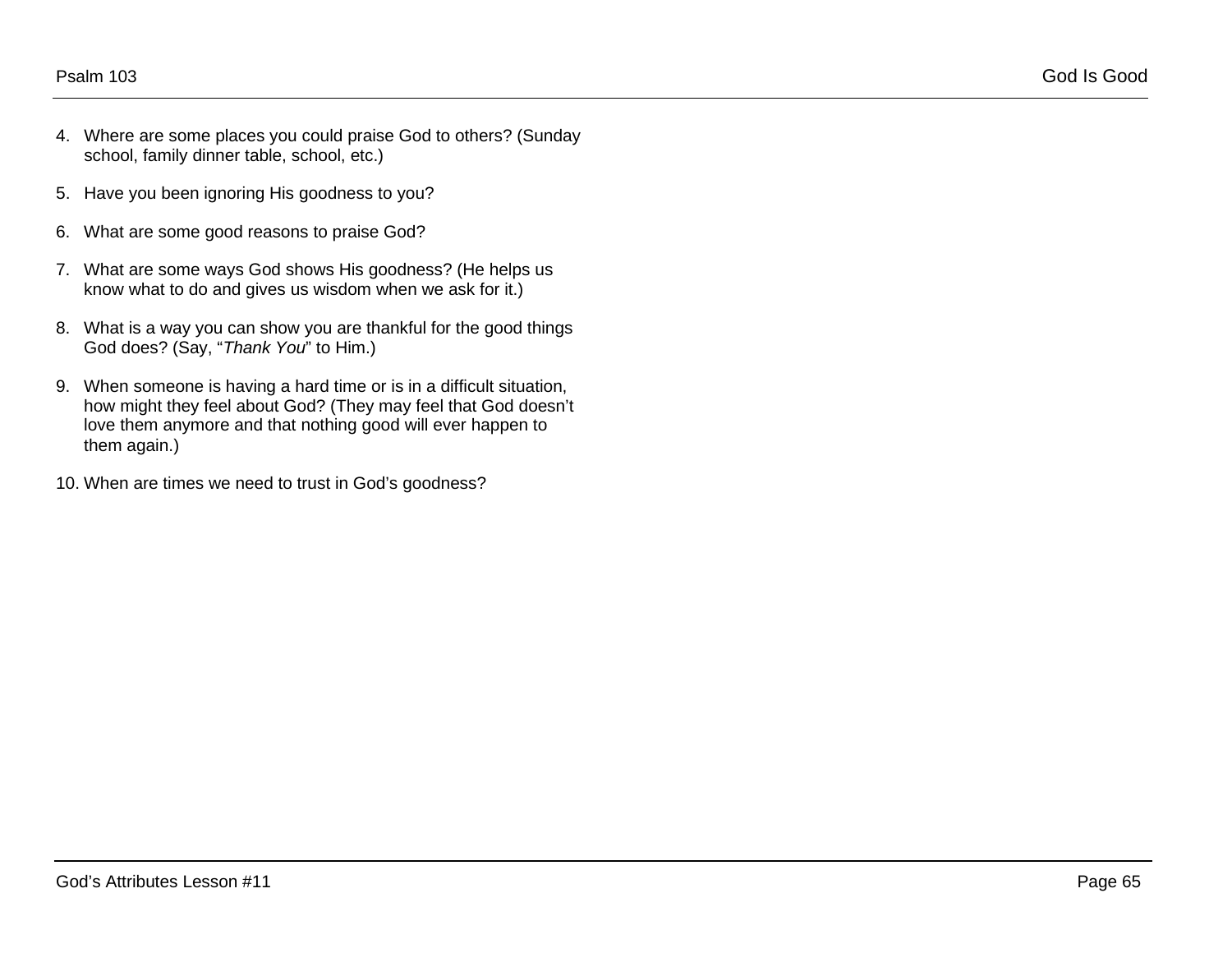4. Where are some places you could praise God to others? (Sunday school, family dinner table, school, etc.)

5. Have you been ignoring His goodness to you?

6. What are some good reasons to praise God?

7. What are some ways God shows His goodness? (He helps us know what to do and gives us wisdom when we ask for it.)

8. What is a way you can show you are thankful for the good things God does? (Say, "*Thank You*" to Him.)

9. When someone is having a hard time or is in a difficult situation, how might they feel about God? (They may feel that God doesn't love them anymore and that nothing good will ever happen to them again.)

10. When are times we need to trust in God's goodness?